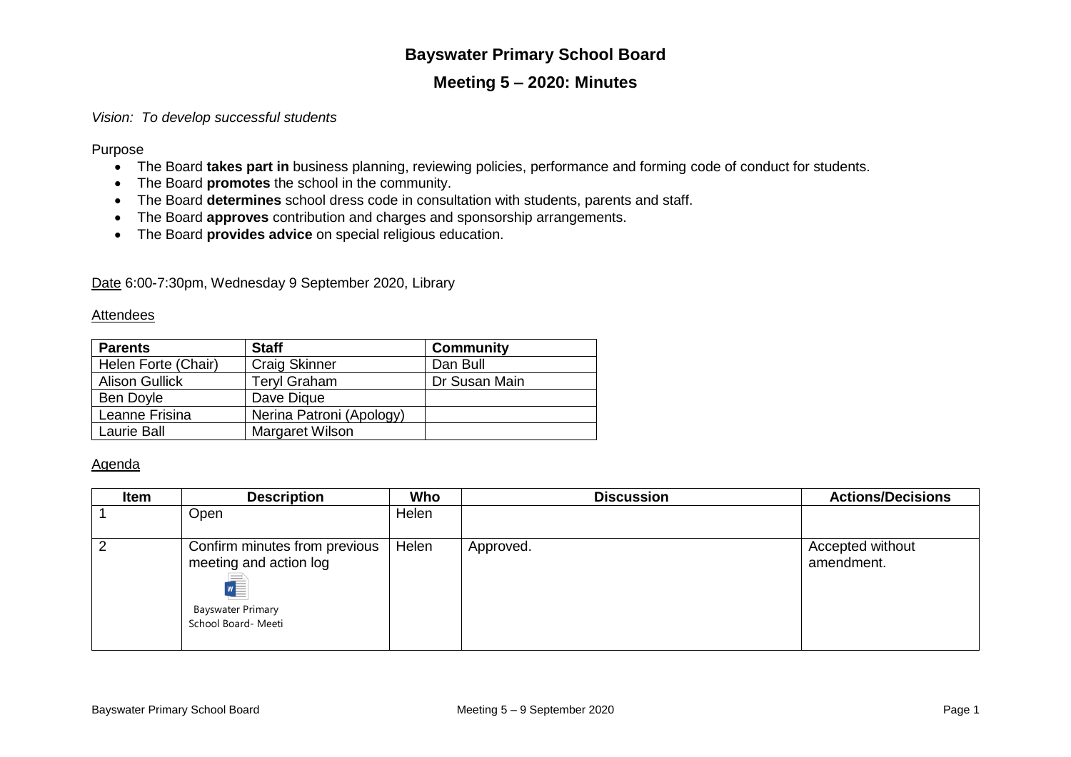# Bayswater Primary School Board

## Meeting 5 – 2020: Minutes

*Vision: To develop successful students*

Purpose

- The Board **takes part in** business planning, reviewing policies, performance and forming code of conduct for students.
- The Board **promotes** the school in the community.
- The Board **determines** school dress code in consultation with students, parents and staff.
- The Board **approves** contribution and charges and sponsorship arrangements.
- The Board **provides advice** on special religious education.

Date 6:00-7:30pm, Wednesday 9 September 2020, Library

Attendees

| Parents | Staff | Community |
|---|---|---|
| Helen Forte (Chair) | Craig Skinner | Dan Bull |
| Alison Gullick | Teryl Graham | Dr Susan Main |
| Ben Doyle | Dave Dique | |
| Leanne Frisina | Nerina Patroni (Apology) | |
| Laurie Ball | Margaret Wilson | |

Agenda

| Item | Description | Who | Discussion | Actions/Decisions |
|---|---|---|---|---|
| 1 | Open | Helen | | |
| 2 | Confirm minutes from previous meeting and action log<br>Bayswater Primary School Board- Meeti | Helen | Approved. | Accepted without amendment. |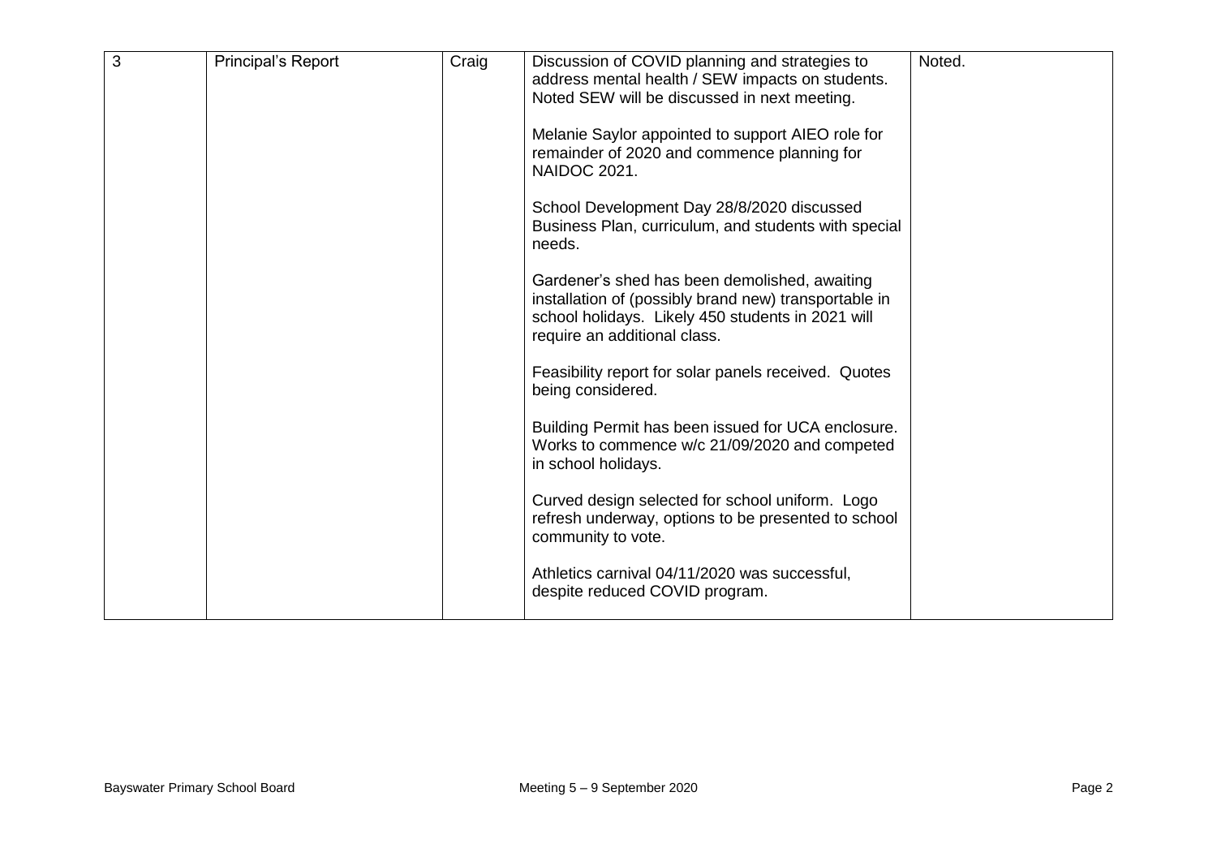| | | | | |
|---|---|---|---|---|
| 3 | Principal's Report | Craig | Discussion of COVID planning and strategies to address mental health / SEW impacts on students. Noted SEW will be discussed in next meeting.<br><br>Melanie Saylor appointed to support AIEO role for remainder of 2020 and commence planning for NAIDOC 2021.<br><br>School Development Day 28/8/2020 discussed Business Plan, curriculum, and students with special needs.<br><br>Gardener's shed has been demolished, awaiting installation of (possibly brand new) transportable in school holidays. Likely 450 students in 2021 will require an additional class.<br><br>Feasibility report for solar panels received. Quotes being considered.<br><br>Building Permit has been issued for UCA enclosure. Works to commence w/c 21/09/2020 and competed in school holidays.<br><br>Curved design selected for school uniform. Logo refresh underway, options to be presented to school community to vote.<br><br>Athletics carnival 04/11/2020 was successful, despite reduced COVID program. | Noted. |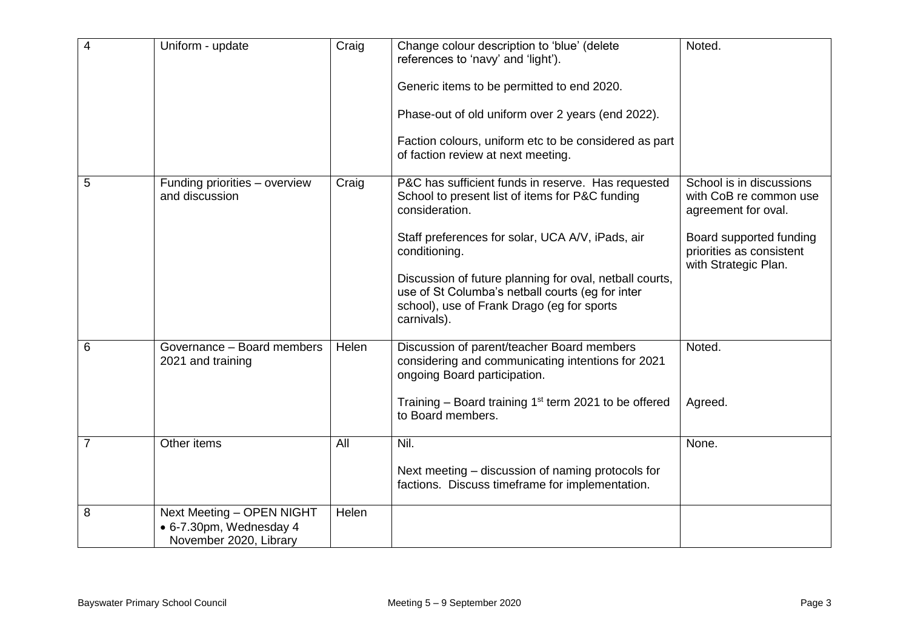| | | | | |
|---|---|---|---|---|
| 4 | Uniform - update | Craig | Change colour description to 'blue' (delete references to 'navy' and 'light').<br><br>Generic items to be permitted to end 2020.<br><br>Phase-out of old uniform over 2 years (end 2022).<br><br>Faction colours, uniform etc to be considered as part of faction review at next meeting. | Noted. |
| 5 | Funding priorities – overview and discussion | Craig | P&C has sufficient funds in reserve. Has requested School to present list of items for P&C funding consideration.<br><br>Staff preferences for solar, UCA A/V, iPads, air conditioning.<br><br>Discussion of future planning for oval, netball courts, use of St Columba's netball courts (eg for inter school), use of Frank Drago (eg for sports carnivals). | School is in discussions with CoB re common use agreement for oval.<br><br>Board supported funding priorities as consistent with Strategic Plan. |
| 6 | Governance – Board members 2021 and training | Helen | Discussion of parent/teacher Board members considering and communicating intentions for 2021 ongoing Board participation.<br><br>Training – Board training 1st term 2021 to be offered to Board members. | Noted.<br><br>Agreed. |
| 7 | Other items | All | Nil.<br><br>Next meeting – discussion of naming protocols for factions. Discuss timeframe for implementation. | None. |
| 8 | Next Meeting – OPEN NIGHT<br>• 6-7.30pm, Wednesday 4 November 2020, Library | Helen | | |